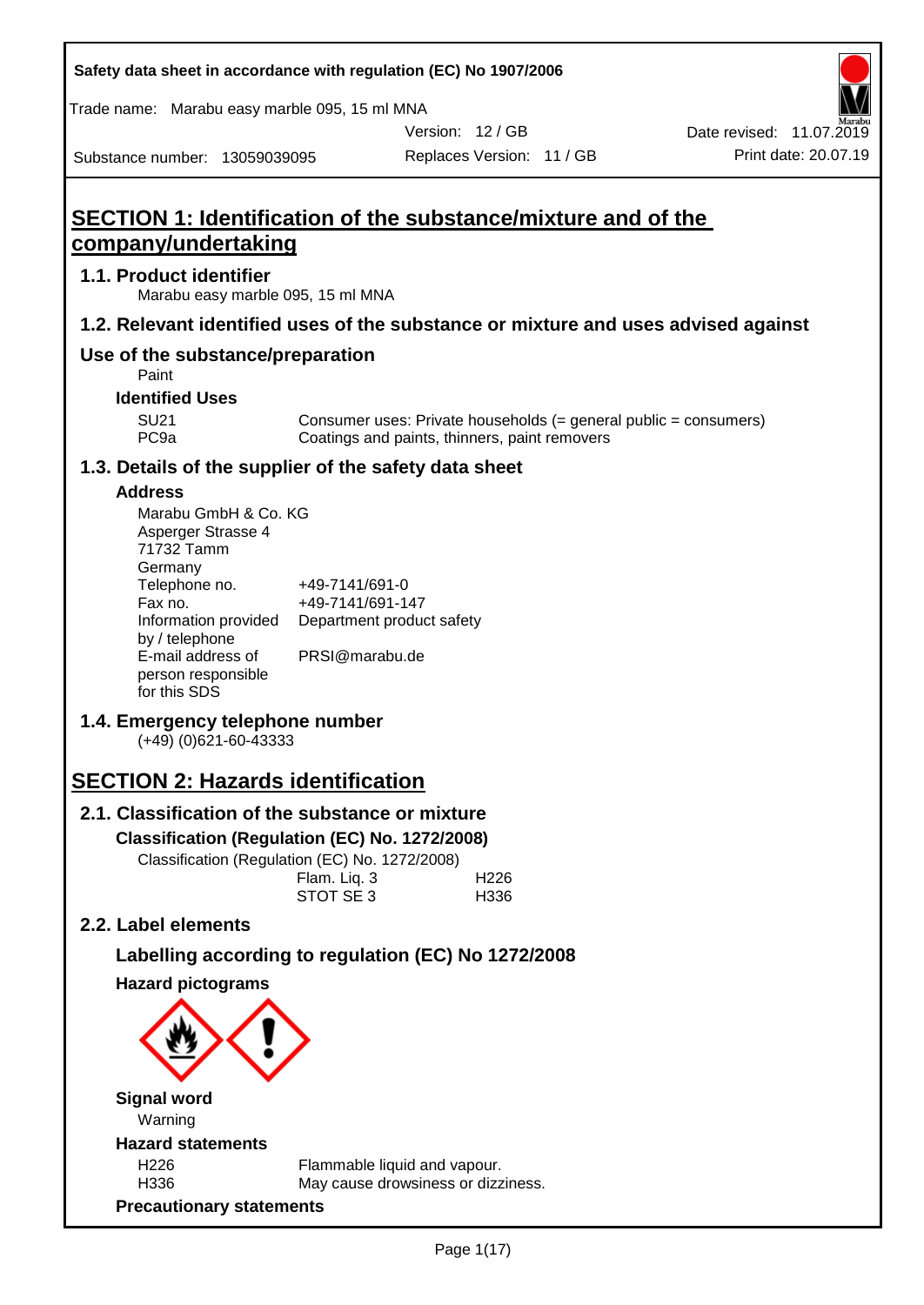Safety data sheet in accordance with regulation (EC) No 1907/2006

Trade name: Marabu easy marble 095, 15 ml MNA

Version: 12 / GB

Date revised: 11.07.2019

Substance number: 13059039095

Replaces Version: 11 / GB

Print date: 20.07.19

# SECTION 1: Identification of the substance/mixture and of the company/undertaking

## 1.1. Product identifier

Marabu easy marble 095, 15 ml MNA

## 1.2. Relevant identified uses of the substance or mixture and uses advised against

## Use of the substance/preparation

Paint

### Identified Uses

| | |
|---|---|
| SU21 | Consumer uses: Private households (= general public = consumers) |
| PC9a | Coatings and paints, thinners, paint removers |

## 1.3. Details of the supplier of the safety data sheet

### Address

Marabu GmbH & Co. KG
Asperger Strasse 4
71732 Tamm
Germany

| | |
|---|---|
| Telephone no. | +49-7141/691-0 |
| Fax no. | +49-7141/691-147 |
| Information provided by / telephone | Department product safety |
| E-mail address of person responsible for this SDS | PRSI@marabu.de |

## 1.4. Emergency telephone number

(+49) (0)621-60-43333

# SECTION 2: Hazards identification

## 2.1. Classification of the substance or mixture

### Classification (Regulation (EC) No. 1272/2008)

Classification (Regulation (EC) No. 1272/2008)

| | |
|---|---|
| Flam. Liq. 3 | H226 |
| STOT SE 3 | H336 |

## 2.2. Label elements

### Labelling according to regulation (EC) No 1272/2008

### Hazard pictograms

### Signal word

Warning

### Hazard statements

| | |
|---|---|
| H226 | Flammable liquid and vapour. |
| H336 | May cause drowsiness or dizziness. |

### Precautionary statements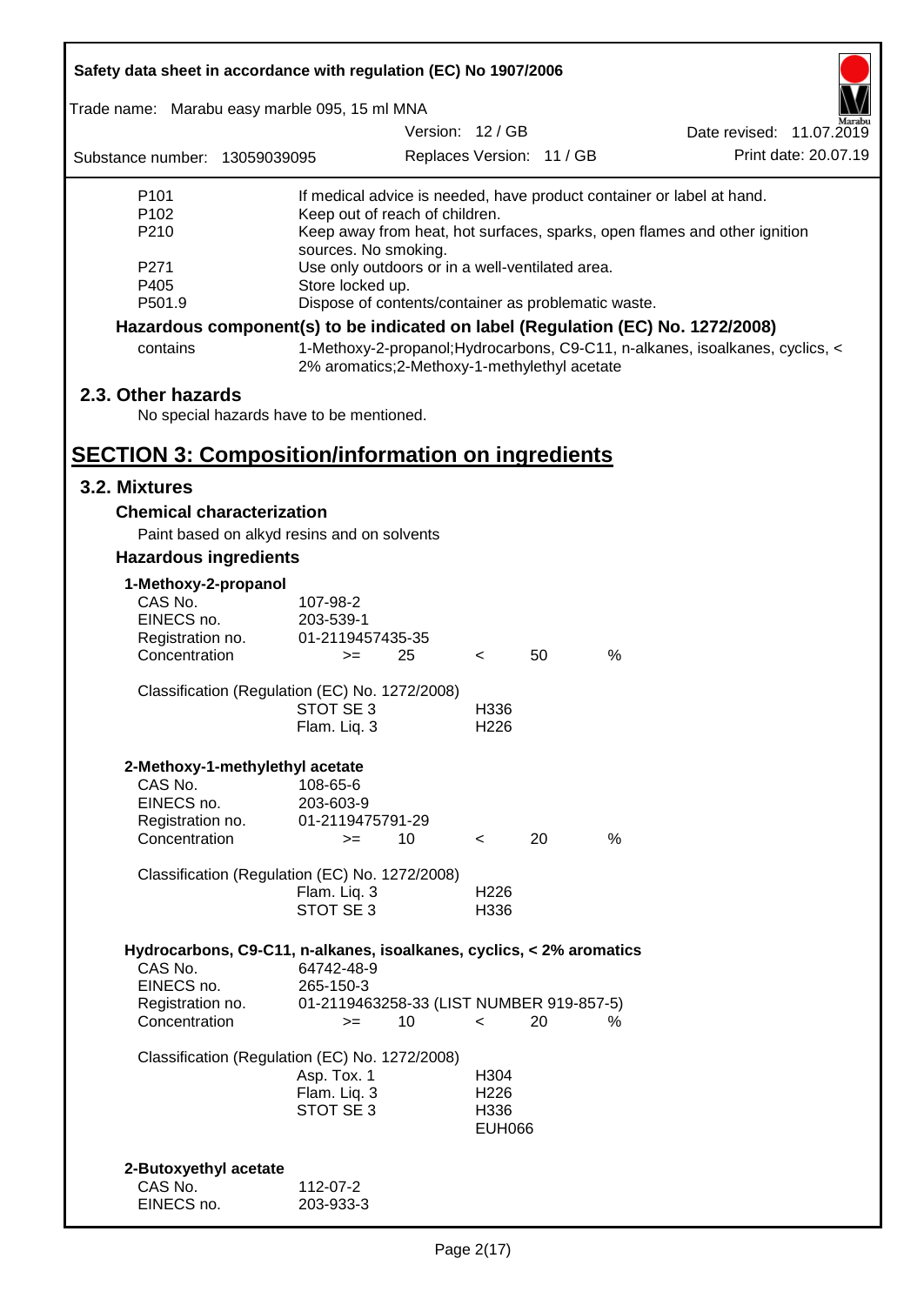| | |
|---|---|
| P101 | If medical advice is needed, have product container or label at hand. |
| P102 | Keep out of reach of children. |
| P210 | Keep away from heat, hot surfaces, sparks, open flames and other ignition sources. No smoking. |
| P271 | Use only outdoors or in a well-ventilated area. |
| P405 | Store locked up. |
| P501.9 | Dispose of contents/container as problematic waste. |

**Hazardous component(s) to be indicated on label (Regulation (EC) No. 1272/2008)**

| | |
|---|---|
| contains | 1-Methoxy-2-propanol;Hydrocarbons, C9-C11, n-alkanes, isoalkanes, cyclics, < 2% aromatics;2-Methoxy-1-methylethyl acetate |

## 2.3. Other hazards

No special hazards have to be mentioned.

# SECTION 3: Composition/information on ingredients

## 3.2. Mixtures

### Chemical characterization

Paint based on alkyd resins and on solvents

### Hazardous ingredients

**1-Methoxy-2-propanol**

| | | | | | |
|---|---|---|---|---|---|
| CAS No. | 107-98-2 | | | | |
| EINECS no. | 203-539-1 | | | | |
| Registration no. | 01-2119457435-35 | | | | |
| Concentration | >= | 25 | < | 50 | % |

Classification (Regulation (EC) No. 1272/2008)

| | |
|---|---|
| STOT SE 3 | H336 |
| Flam. Liq. 3 | H226 |

**2-Methoxy-1-methylethyl acetate**

| | | | | | |
|---|---|---|---|---|---|
| CAS No. | 108-65-6 | | | | |
| EINECS no. | 203-603-9 | | | | |
| Registration no. | 01-2119475791-29 | | | | |
| Concentration | >= | 10 | < | 20 | % |

Classification (Regulation (EC) No. 1272/2008)

| | |
|---|---|
| Flam. Liq. 3 | H226 |
| STOT SE 3 | H336 |

**Hydrocarbons, C9-C11, n-alkanes, isoalkanes, cyclics, < 2% aromatics**

| | | | | | |
|---|---|---|---|---|---|
| CAS No. | 64742-48-9 | | | | |
| EINECS no. | 265-150-3 | | | | |
| Registration no. | 01-2119463258-33 (LIST NUMBER 919-857-5) | | | | |
| Concentration | >= | 10 | < | 20 | % |

Classification (Regulation (EC) No. 1272/2008)

| | |
|---|---|
| Asp. Tox. 1 | H304 |
| Flam. Liq. 3 | H226 |
| STOT SE 3 | H336 |
| | EUH066 |

**2-Butoxyethyl acetate**

| | |
|---|---|
| CAS No. | 112-07-2 |
| EINECS no. | 203-933-3 |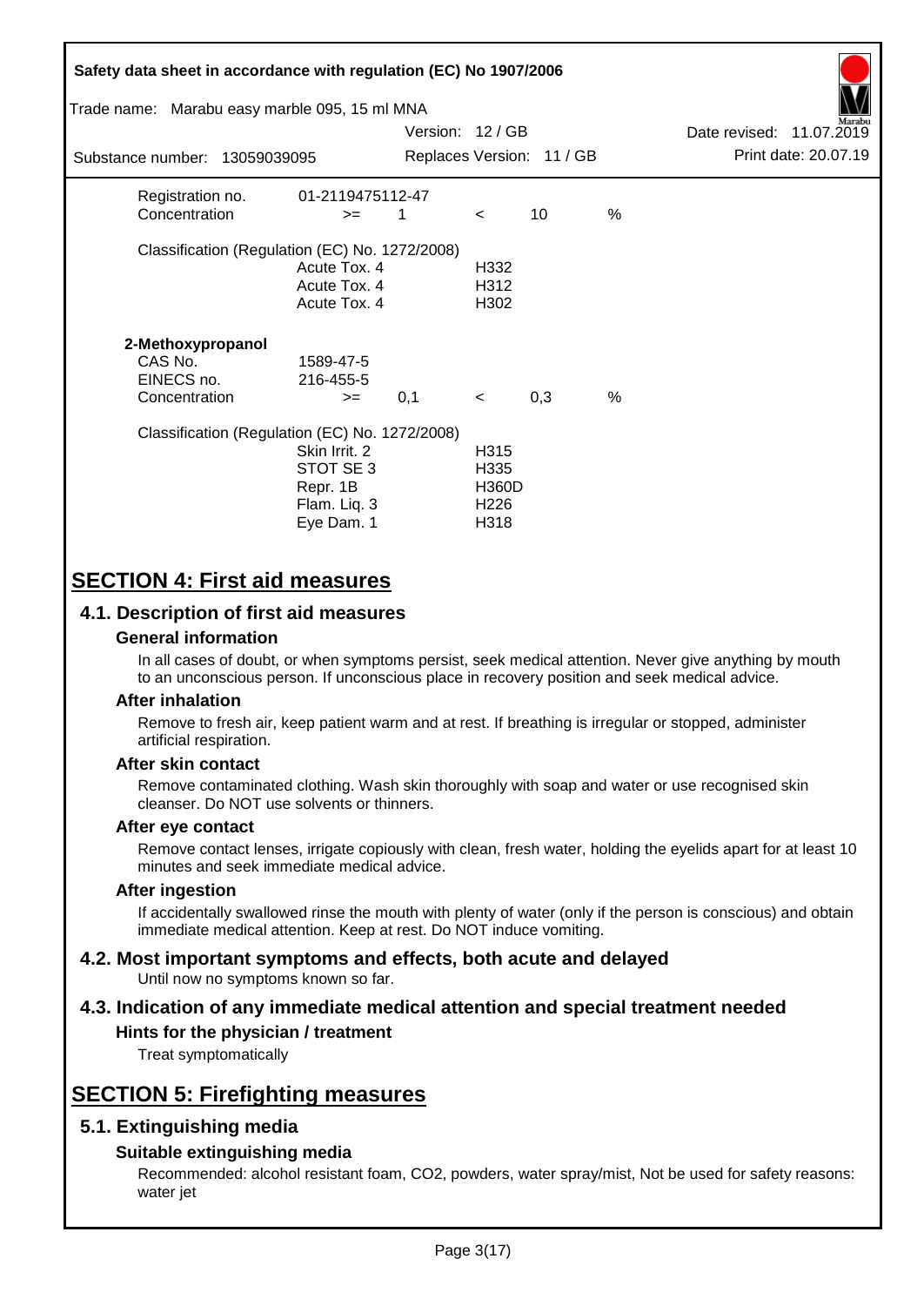| | | | | | |
|---|---|---|---|---|---|
| Registration no. | 01-2119475112-47 | | | | |
| Concentration | >= | 1 | < | 10 | % |

Classification (Regulation (EC) No. 1272/2008)

| | |
|---|---|
| Acute Tox. 4 | H332 |
| Acute Tox. 4 | H312 |
| Acute Tox. 4 | H302 |

**2-Methoxypropanol**

| | | | | | |
|---|---|---|---|---|---|
| CAS No. | 1589-47-5 | | | | |
| EINECS no. | 216-455-5 | | | | |
| Concentration | >= | 0,1 | < | 0,3 | % |

Classification (Regulation (EC) No. 1272/2008)

| | |
|---|---|
| Skin Irrit. 2 | H315 |
| STOT SE 3 | H335 |
| Repr. 1B | H360D |
| Flam. Liq. 3 | H226 |
| Eye Dam. 1 | H318 |

# SECTION 4: First aid measures

## 4.1. Description of first aid measures

### General information

In all cases of doubt, or when symptoms persist, seek medical attention. Never give anything by mouth to an unconscious person. If unconscious place in recovery position and seek medical advice.

### After inhalation

Remove to fresh air, keep patient warm and at rest. If breathing is irregular or stopped, administer artificial respiration.

### After skin contact

Remove contaminated clothing. Wash skin thoroughly with soap and water or use recognised skin cleanser. Do NOT use solvents or thinners.

### After eye contact

Remove contact lenses, irrigate copiously with clean, fresh water, holding the eyelids apart for at least 10 minutes and seek immediate medical advice.

### After ingestion

If accidentally swallowed rinse the mouth with plenty of water (only if the person is conscious) and obtain immediate medical attention. Keep at rest. Do NOT induce vomiting.

## 4.2. Most important symptoms and effects, both acute and delayed

Until now no symptoms known so far.

## 4.3. Indication of any immediate medical attention and special treatment needed

### Hints for the physician / treatment

Treat symptomatically

# SECTION 5: Firefighting measures

## 5.1. Extinguishing media

### Suitable extinguishing media

Recommended: alcohol resistant foam, $CO_2$, powders, water spray/mist, Not be used for safety reasons: water jet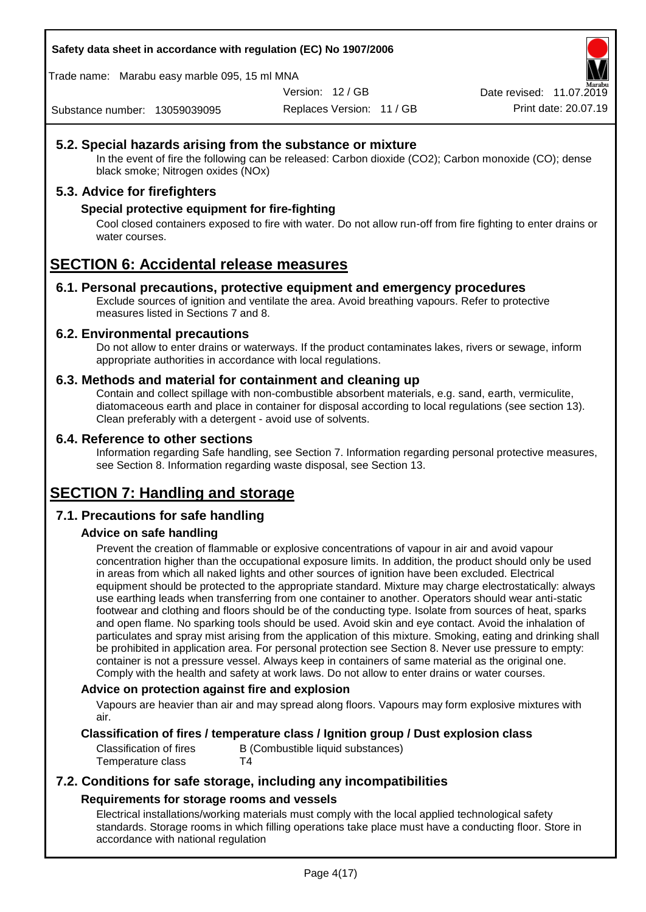## 5.2. Special hazards arising from the substance or mixture

In the event of fire the following can be released: Carbon dioxide ($CO_2$); Carbon monoxide (CO); dense black smoke; Nitrogen oxides (NOx)

## 5.3. Advice for firefighters

### Special protective equipment for fire-fighting

Cool closed containers exposed to fire with water. Do not allow run-off from fire fighting to enter drains or water courses.

# SECTION 6: Accidental release measures

## 6.1. Personal precautions, protective equipment and emergency procedures

Exclude sources of ignition and ventilate the area. Avoid breathing vapours. Refer to protective measures listed in Sections 7 and 8.

## 6.2. Environmental precautions

Do not allow to enter drains or waterways. If the product contaminates lakes, rivers or sewage, inform appropriate authorities in accordance with local regulations.

## 6.3. Methods and material for containment and cleaning up

Contain and collect spillage with non-combustible absorbent materials, e.g. sand, earth, vermiculite, diatomaceous earth and place in container for disposal according to local regulations (see section 13). Clean preferably with a detergent - avoid use of solvents.

## 6.4. Reference to other sections

Information regarding Safe handling, see Section 7. Information regarding personal protective measures, see Section 8. Information regarding waste disposal, see Section 13.

# SECTION 7: Handling and storage

## 7.1. Precautions for safe handling

### Advice on safe handling

Prevent the creation of flammable or explosive concentrations of vapour in air and avoid vapour concentration higher than the occupational exposure limits. In addition, the product should only be used in areas from which all naked lights and other sources of ignition have been excluded. Electrical equipment should be protected to the appropriate standard. Mixture may charge electrostatically: always use earthing leads when transferring from one container to another. Operators should wear anti-static footwear and clothing and floors should be of the conducting type. Isolate from sources of heat, sparks and open flame. No sparking tools should be used. Avoid skin and eye contact. Avoid the inhalation of particulates and spray mist arising from the application of this mixture. Smoking, eating and drinking shall be prohibited in application area. For personal protection see Section 8. Never use pressure to empty: container is not a pressure vessel. Always keep in containers of same material as the original one. Comply with the health and safety at work laws. Do not allow to enter drains or water courses.

### Advice on protection against fire and explosion

Vapours are heavier than air and may spread along floors. Vapours may form explosive mixtures with air.

### Classification of fires / temperature class / Ignition group / Dust explosion class

| | |
|---|---|
| Classification of fires | B (Combustible liquid substances) |
| Temperature class | T4 |

## 7.2. Conditions for safe storage, including any incompatibilities

### Requirements for storage rooms and vessels

Electrical installations/working materials must comply with the local applied technological safety standards. Storage rooms in which filling operations take place must have a conducting floor. Store in accordance with national regulation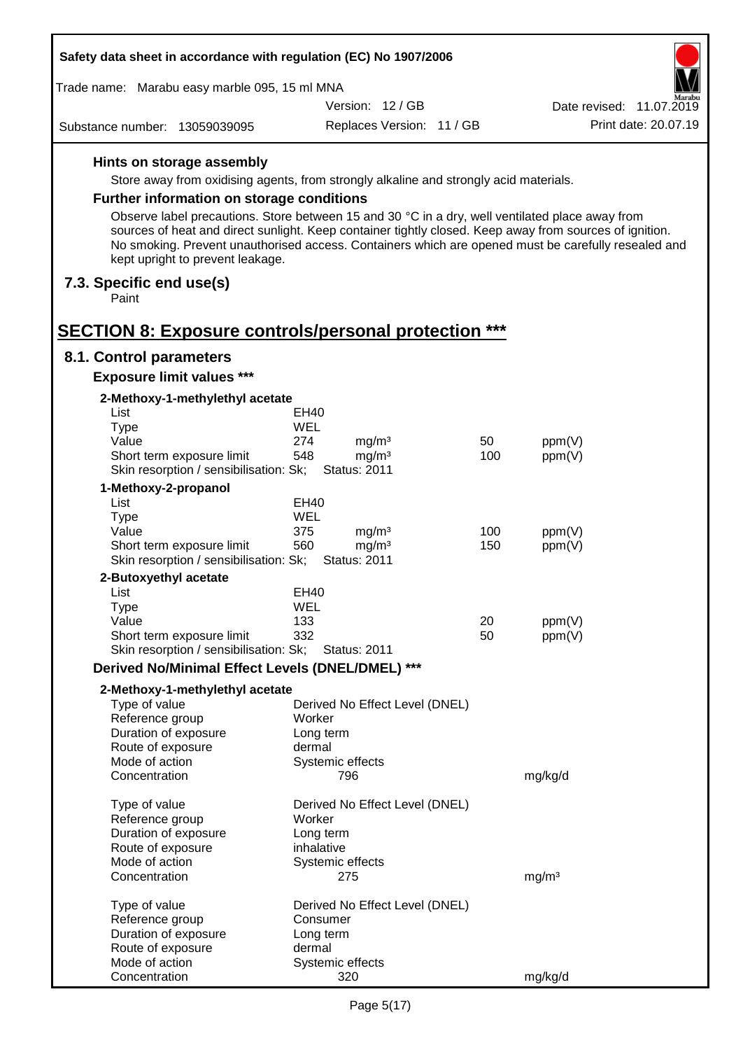**Hints on storage assembly**

Store away from oxidising agents, from strongly alkaline and strongly acid materials.

**Further information on storage conditions**

Observe label precautions. Store between 15 and 30 °C in a dry, well ventilated place away from sources of heat and direct sunlight. Keep container tightly closed. Keep away from sources of ignition. No smoking. Prevent unauthorised access. Containers which are opened must be carefully resealed and kept upright to prevent leakage.

## 7.3. Specific end use(s)

Paint

# SECTION 8: Exposure controls/personal protection ***

## 8.1. Control parameters

### Exposure limit values ***

**2-Methoxy-1-methylethyl acetate**

| | | | | |
|---|---|---|---|---|
| List | EH40 | | | |
| Type | WEL | | | |
| Value | 274 | mg/m³ | 50 | ppm(V) |
| Short term exposure limit | 548 | mg/m³ | 100 | ppm(V) |
| Skin resorption / sensibilisation: Sk; | Status: 2011 | | | |

**1-Methoxy-2-propanol**

| | | | | |
|---|---|---|---|---|
| List | EH40 | | | |
| Type | WEL | | | |
| Value | 375 | mg/m³ | 100 | ppm(V) |
| Short term exposure limit | 560 | mg/m³ | 150 | ppm(V) |
| Skin resorption / sensibilisation: Sk; | Status: 2011 | | | |

**2-Butoxyethyl acetate**

| | | | | |
|---|---|---|---|---|
| List | EH40 | | | |
| Type | WEL | | | |
| Value | 133 | | 20 | ppm(V) |
| Short term exposure limit | 332 | | 50 | ppm(V) |
| Skin resorption / sensibilisation: Sk; | Status: 2011 | | | |

### Derived No/Minimal Effect Levels (DNEL/DMEL) ***

**2-Methoxy-1-methylethyl acetate**

| | | |
|---|---|---|
| Type of value | Derived No Effect Level (DNEL) | |
| Reference group | Worker | |
| Duration of exposure | Long term | |
| Route of exposure | dermal | |
| Mode of action | Systemic effects | |
| Concentration | 796 | mg/kg/d |

| | | |
|---|---|---|
| Type of value | Derived No Effect Level (DNEL) | |
| Reference group | Worker | |
| Duration of exposure | Long term | |
| Route of exposure | inhalative | |
| Mode of action | Systemic effects | |
| Concentration | 275 | mg/m³ |

| | | |
|---|---|---|
| Type of value | Derived No Effect Level (DNEL) | |
| Reference group | Consumer | |
| Duration of exposure | Long term | |
| Route of exposure | dermal | |
| Mode of action | Systemic effects | |
| Concentration | 320 | mg/kg/d |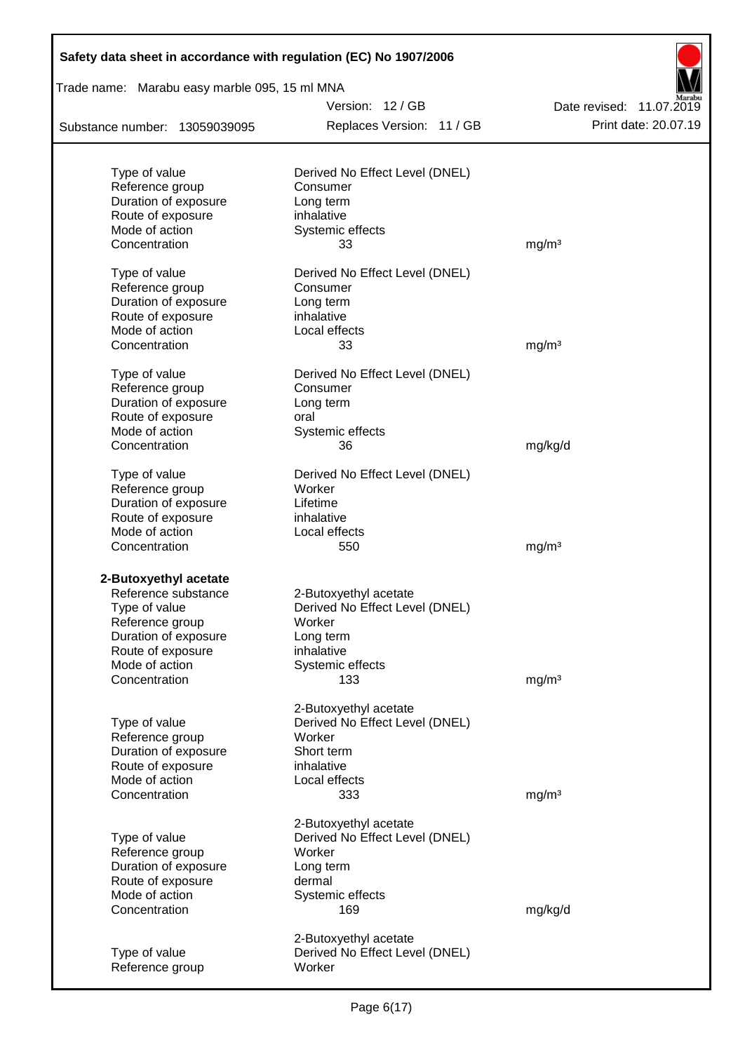| | | |
|---|---|---|
| Type of value | Derived No Effect Level (DNEL) | |
| Reference group | Consumer | |
| Duration of exposure | Long term | |
| Route of exposure | inhalative | |
| Mode of action | Systemic effects | |
| Concentration | 33 | mg/m³ |
| | | |
| Type of value | Derived No Effect Level (DNEL) | |
| Reference group | Consumer | |
| Duration of exposure | Long term | |
| Route of exposure | inhalative | |
| Mode of action | Local effects | |
| Concentration | 33 | mg/m³ |
| | | |
| Type of value | Derived No Effect Level (DNEL) | |
| Reference group | Consumer | |
| Duration of exposure | Long term | |
| Route of exposure | oral | |
| Mode of action | Systemic effects | |
| Concentration | 36 | mg/kg/d |
| | | |
| Type of value | Derived No Effect Level (DNEL) | |
| Reference group | Worker | |
| Duration of exposure | Lifetime | |
| Route of exposure | inhalative | |
| Mode of action | Local effects | |
| Concentration | 550 | mg/m³ |

**2-Butoxyethyl acetate**

| | | |
|---|---|---|
| Reference substance | 2-Butoxyethyl acetate | |
| Type of value | Derived No Effect Level (DNEL) | |
| Reference group | Worker | |
| Duration of exposure | Long term | |
| Route of exposure | inhalative | |
| Mode of action | Systemic effects | |
| Concentration | 133 | mg/m³ |
| | | |
| | 2-Butoxyethyl acetate | |
| Type of value | Derived No Effect Level (DNEL) | |
| Reference group | Worker | |
| Duration of exposure | Short term | |
| Route of exposure | inhalative | |
| Mode of action | Local effects | |
| Concentration | 333 | mg/m³ |
| | | |
| | 2-Butoxyethyl acetate | |
| Type of value | Derived No Effect Level (DNEL) | |
| Reference group | Worker | |
| Duration of exposure | Long term | |
| Route of exposure | dermal | |
| Mode of action | Systemic effects | |
| Concentration | 169 | mg/kg/d |
| | | |
| | 2-Butoxyethyl acetate | |
| Type of value | Derived No Effect Level (DNEL) | |
| Reference group | Worker | |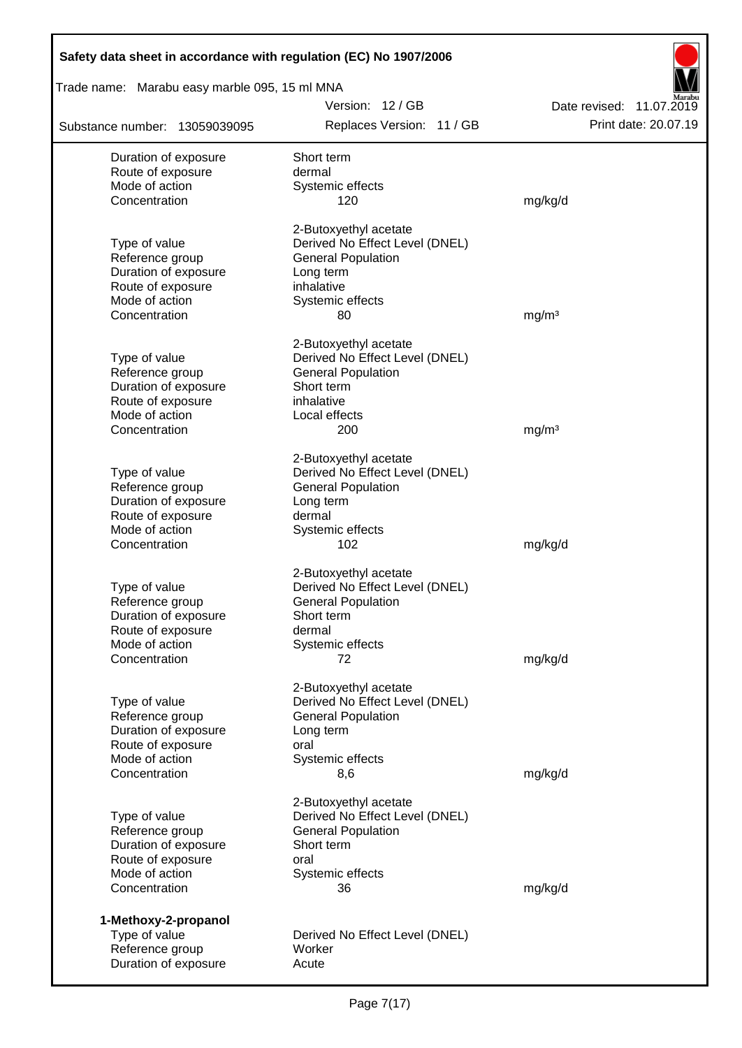| | | |
|---|---|---|
| Duration of exposure | Short term | |
| Route of exposure | dermal | |
| Mode of action | Systemic effects | |
| Concentration | 120 | mg/kg/d |

| | 2-Butoxyethyl acetate | |
|---|---|---|
| Type of value | Derived No Effect Level (DNEL) | |
| Reference group | General Population | |
| Duration of exposure | Long term | |
| Route of exposure | inhalative | |
| Mode of action | Systemic effects | |
| Concentration | 80 | mg/m³ |

| | 2-Butoxyethyl acetate | |
|---|---|---|
| Type of value | Derived No Effect Level (DNEL) | |
| Reference group | General Population | |
| Duration of exposure | Short term | |
| Route of exposure | inhalative | |
| Mode of action | Local effects | |
| Concentration | 200 | mg/m³ |

| | 2-Butoxyethyl acetate | |
|---|---|---|
| Type of value | Derived No Effect Level (DNEL) | |
| Reference group | General Population | |
| Duration of exposure | Long term | |
| Route of exposure | dermal | |
| Mode of action | Systemic effects | |
| Concentration | 102 | mg/kg/d |

| | 2-Butoxyethyl acetate | |
|---|---|---|
| Type of value | Derived No Effect Level (DNEL) | |
| Reference group | General Population | |
| Duration of exposure | Short term | |
| Route of exposure | dermal | |
| Mode of action | Systemic effects | |
| Concentration | 72 | mg/kg/d |

| | 2-Butoxyethyl acetate | |
|---|---|---|
| Type of value | Derived No Effect Level (DNEL) | |
| Reference group | General Population | |
| Duration of exposure | Long term | |
| Route of exposure | oral | |
| Mode of action | Systemic effects | |
| Concentration | 8,6 | mg/kg/d |

| | 2-Butoxyethyl acetate | |
|---|---|---|
| Type of value | Derived No Effect Level (DNEL) | |
| Reference group | General Population | |
| Duration of exposure | Short term | |
| Route of exposure | oral | |
| Mode of action | Systemic effects | |
| Concentration | 36 | mg/kg/d |

**1-Methoxy-2-propanol**

| | |
|---|---|
| Type of value | Derived No Effect Level (DNEL) |
| Reference group | Worker |
| Duration of exposure | Acute |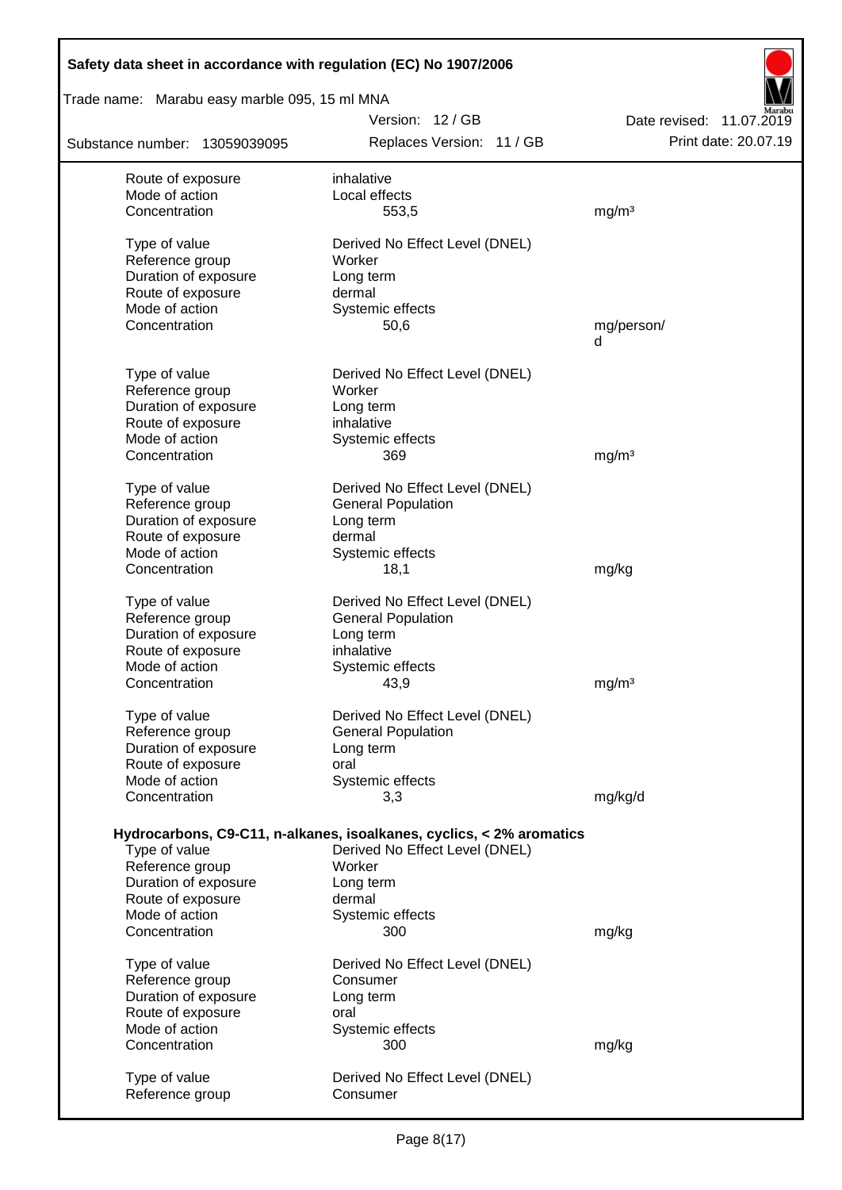| | | |
|---|---|---|
| Route of exposure | inhalative | |
| Mode of action | Local effects | |
| Concentration | 553,5 | mg/m³ |
| | | |
| Type of value | Derived No Effect Level (DNEL) | |
| Reference group | Worker | |
| Duration of exposure | Long term | |
| Route of exposure | dermal | |
| Mode of action | Systemic effects | |
| Concentration | 50,6 | mg/person/d |
| | | |
| Type of value | Derived No Effect Level (DNEL) | |
| Reference group | Worker | |
| Duration of exposure | Long term | |
| Route of exposure | inhalative | |
| Mode of action | Systemic effects | |
| Concentration | 369 | mg/m³ |
| | | |
| Type of value | Derived No Effect Level (DNEL) | |
| Reference group | General Population | |
| Duration of exposure | Long term | |
| Route of exposure | dermal | |
| Mode of action | Systemic effects | |
| Concentration | 18,1 | mg/kg |
| | | |
| Type of value | Derived No Effect Level (DNEL) | |
| Reference group | General Population | |
| Duration of exposure | Long term | |
| Route of exposure | inhalative | |
| Mode of action | Systemic effects | |
| Concentration | 43,9 | mg/m³ |
| | | |
| Type of value | Derived No Effect Level (DNEL) | |
| Reference group | General Population | |
| Duration of exposure | Long term | |
| Route of exposure | oral | |
| Mode of action | Systemic effects | |
| Concentration | 3,3 | mg/kg/d |

**Hydrocarbons, C9-C11, n-alkanes, isoalkanes, cyclics, < 2% aromatics**

| | | |
|---|---|---|
| Type of value | Derived No Effect Level (DNEL) | |
| Reference group | Worker | |
| Duration of exposure | Long term | |
| Route of exposure | dermal | |
| Mode of action | Systemic effects | |
| Concentration | 300 | mg/kg |
| | | |
| Type of value | Derived No Effect Level (DNEL) | |
| Reference group | Consumer | |
| Duration of exposure | Long term | |
| Route of exposure | oral | |
| Mode of action | Systemic effects | |
| Concentration | 300 | mg/kg |
| | | |
| Type of value | Derived No Effect Level (DNEL) | |
| Reference group | Consumer | |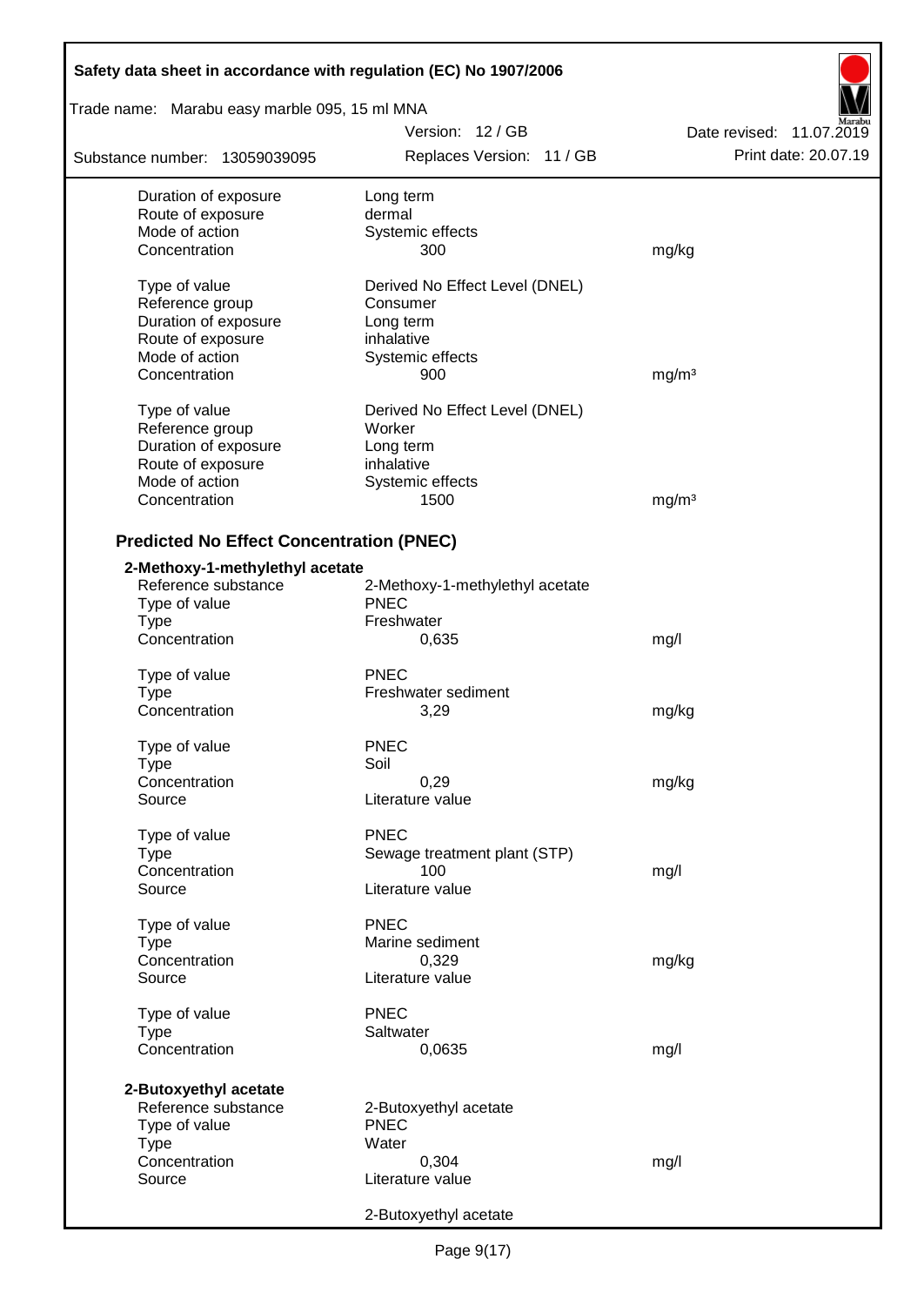| | | |
|---|---|---|
| Duration of exposure | Long term | |
| Route of exposure | dermal | |
| Mode of action | Systemic effects | |
| Concentration | 300 | mg/kg |
| | | |
| Type of value | Derived No Effect Level (DNEL) | |
| Reference group | Consumer | |
| Duration of exposure | Long term | |
| Route of exposure | inhalative | |
| Mode of action | Systemic effects | |
| Concentration | 900 | mg/m³ |
| | | |
| Type of value | Derived No Effect Level (DNEL) | |
| Reference group | Worker | |
| Duration of exposure | Long term | |
| Route of exposure | inhalative | |
| Mode of action | Systemic effects | |
| Concentration | 1500 | mg/m³ |

## Predicted No Effect Concentration (PNEC)

**2-Methoxy-1-methylethyl acetate**

| | | |
|---|---|---|
| Reference substance | 2-Methoxy-1-methylethyl acetate | |
| Type of value | PNEC | |
| Type | Freshwater | |
| Concentration | 0,635 | mg/l |
| | | |
| Type of value | PNEC | |
| Type | Freshwater sediment | |
| Concentration | 3,29 | mg/kg |
| | | |
| Type of value | PNEC | |
| Type | Soil | |
| Concentration | 0,29 | mg/kg |
| Source | Literature value | |
| | | |
| Type of value | PNEC | |
| Type | Sewage treatment plant (STP) | |
| Concentration | 100 | mg/l |
| Source | Literature value | |
| | | |
| Type of value | PNEC | |
| Type | Marine sediment | |
| Concentration | 0,329 | mg/kg |
| Source | Literature value | |
| | | |
| Type of value | PNEC | |
| Type | Saltwater | |
| Concentration | 0,0635 | mg/l |

**2-Butoxyethyl acetate**

| | | |
|---|---|---|
| Reference substance | 2-Butoxyethyl acetate | |
| Type of value | PNEC | |
| Type | Water | |
| Concentration | 0,304 | mg/l |
| Source | Literature value | |
| | | |
| | 2-Butoxyethyl acetate | |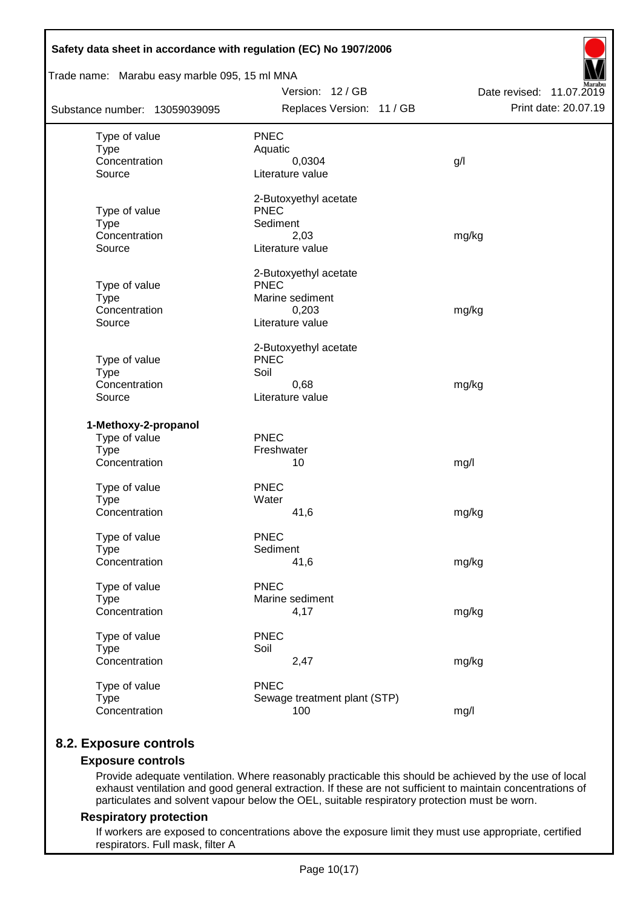| | | |
|---|---|---|
| Type of value | PNEC | |
| Type | Aquatic | |
| Concentration | 0,0304 | g/l |
| Source | Literature value | |
| | 2-Butoxyethyl acetate | |
| Type of value | PNEC | |
| Type | Sediment | |
| Concentration | 2,03 | mg/kg |
| Source | Literature value | |
| | 2-Butoxyethyl acetate | |
| Type of value | PNEC | |
| Type | Marine sediment | |
| Concentration | 0,203 | mg/kg |
| Source | Literature value | |
| | 2-Butoxyethyl acetate | |
| Type of value | PNEC | |
| Type | Soil | |
| Concentration | 0,68 | mg/kg |
| Source | Literature value | |

**1-Methoxy-2-propanol**

| | | |
|---|---|---|
| Type of value | PNEC | |
| Type | Freshwater | |
| Concentration | 10 | mg/l |
| Type of value | PNEC | |
| Type | Water | |
| Concentration | 41,6 | mg/kg |
| Type of value | PNEC | |
| Type | Sediment | |
| Concentration | 41,6 | mg/kg |
| Type of value | PNEC | |
| Type | Marine sediment | |
| Concentration | 4,17 | mg/kg |
| Type of value | PNEC | |
| Type | Soil | |
| Concentration | 2,47 | mg/kg |
| Type of value | PNEC | |
| Type | Sewage treatment plant (STP) | |
| Concentration | 100 | mg/l |

## 8.2. Exposure controls

### Exposure controls

Provide adequate ventilation. Where reasonably practicable this should be achieved by the use of local exhaust ventilation and good general extraction. If these are not sufficient to maintain concentrations of particulates and solvent vapour below the OEL, suitable respiratory protection must be worn.

### Respiratory protection

If workers are exposed to concentrations above the exposure limit they must use appropriate, certified respirators. Full mask, filter A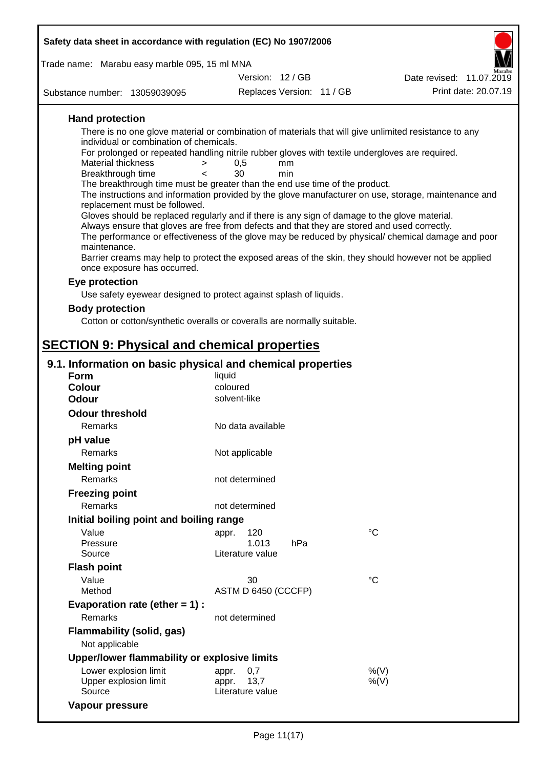**Hand protection**

There is no one glove material or combination of materials that will give unlimited resistance to any individual or combination of chemicals.

For prolonged or repeated handling nitrile rubber gloves with textile undergloves are required.

| | | | |
|---|---|---|---|
| Material thickness | > | 0,5 | mm |
| Breakthrough time | < | 30 | min |

The breakthrough time must be greater than the end use time of the product.

The instructions and information provided by the glove manufacturer on use, storage, maintenance and replacement must be followed.

Gloves should be replaced regularly and if there is any sign of damage to the glove material.

Always ensure that gloves are free from defects and that they are stored and used correctly.

The performance or effectiveness of the glove may be reduced by physical/ chemical damage and poor maintenance.

Barrier creams may help to protect the exposed areas of the skin, they should however not be applied once exposure has occurred.

**Eye protection**

Use safety eyewear designed to protect against splash of liquids.

**Body protection**

Cotton or cotton/synthetic overalls or coveralls are normally suitable.

# SECTION 9: Physical and chemical properties

## 9.1. Information on basic physical and chemical properties

**Form** liquid

**Colour** coloured

**Odour** solvent-like

**Odour threshold**

Remarks: No data available

**pH value**

Remarks: Not applicable

**Melting point**

Remarks: not determined

**Freezing point**

Remarks: not determined

**Initial boiling point and boiling range**

| | | |
|---|---|---|
| Value | appr. 120 | °C |
| Pressure | 1.013 hPa | |
| Source | Literature value | |

**Flash point**

| | | |
|---|---|---|
| Value | 30 | °C |
| Method | ASTM D 6450 (CCCFP) | |

**Evaporation rate (ether = 1) :**

Remarks: not determined

**Flammability (solid, gas)**

Not applicable

**Upper/lower flammability or explosive limits**

| | | |
|---|---|---|
| Lower explosion limit | appr. 0,7 | %(V) |
| Upper explosion limit | appr. 13,7 | %(V) |
| Source | Literature value | |

**Vapour pressure**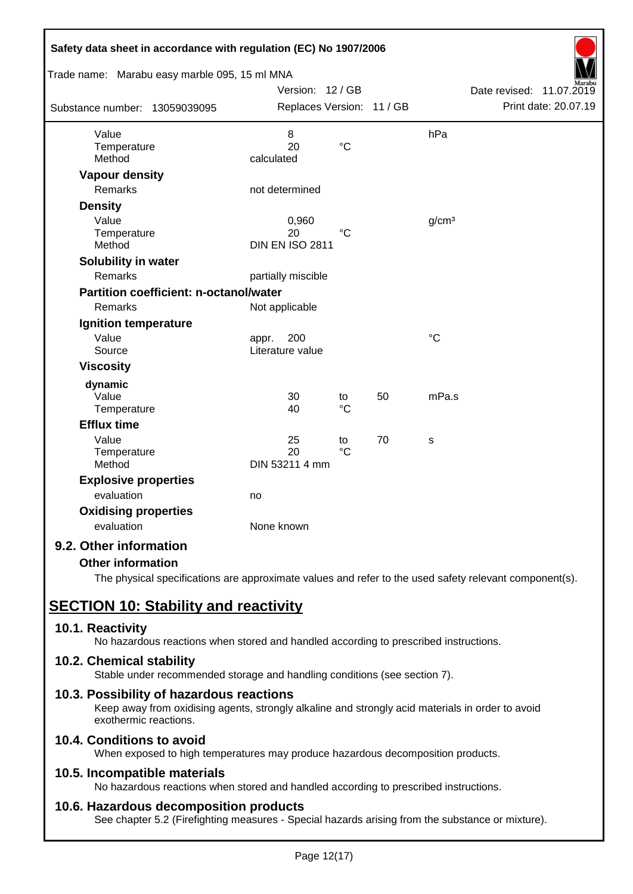| | | | | |
|---|---|---|---|---|
| Value | 8 | | | hPa |
| Temperature | 20 | °C | | |
| Method | calculated | | | |
| **Vapour density** | | | | |
| Remarks | not determined | | | |
| **Density** | | | | |
| Value | 0,960 | | | g/cm³ |
| Temperature | 20 | °C | | |
| Method | DIN EN ISO 2811 | | | |
| **Solubility in water** | | | | |
| Remarks | partially miscible | | | |
| **Partition coefficient: n-octanol/water** | | | | |
| Remarks | Not applicable | | | |
| **Ignition temperature** | | | | |
| Value | appr. 200 | | | °C |
| Source | Literature value | | | |
| **Viscosity** | | | | |
| **dynamic** | | | | |
| Value | 30 | to | 50 | mPa.s |
| Temperature | 40 | °C | | |
| **Efflux time** | | | | |
| Value | 25 | to | 70 | s |
| Temperature | 20 | °C | | |
| Method | DIN 53211 4 mm | | | |
| **Explosive properties** | | | | |
| evaluation | no | | | |
| **Oxidising properties** | | | | |
| evaluation | None known | | | |

### 9.2. Other information

**Other information**

The physical specifications are approximate values and refer to the used safety relevant component(s).

## SECTION 10: Stability and reactivity

### 10.1. Reactivity

No hazardous reactions when stored and handled according to prescribed instructions.

### 10.2. Chemical stability

Stable under recommended storage and handling conditions (see section 7).

### 10.3. Possibility of hazardous reactions

Keep away from oxidising agents, strongly alkaline and strongly acid materials in order to avoid exothermic reactions.

### 10.4. Conditions to avoid

When exposed to high temperatures may produce hazardous decomposition products.

### 10.5. Incompatible materials

No hazardous reactions when stored and handled according to prescribed instructions.

### 10.6. Hazardous decomposition products

See chapter 5.2 (Firefighting measures - Special hazards arising from the substance or mixture).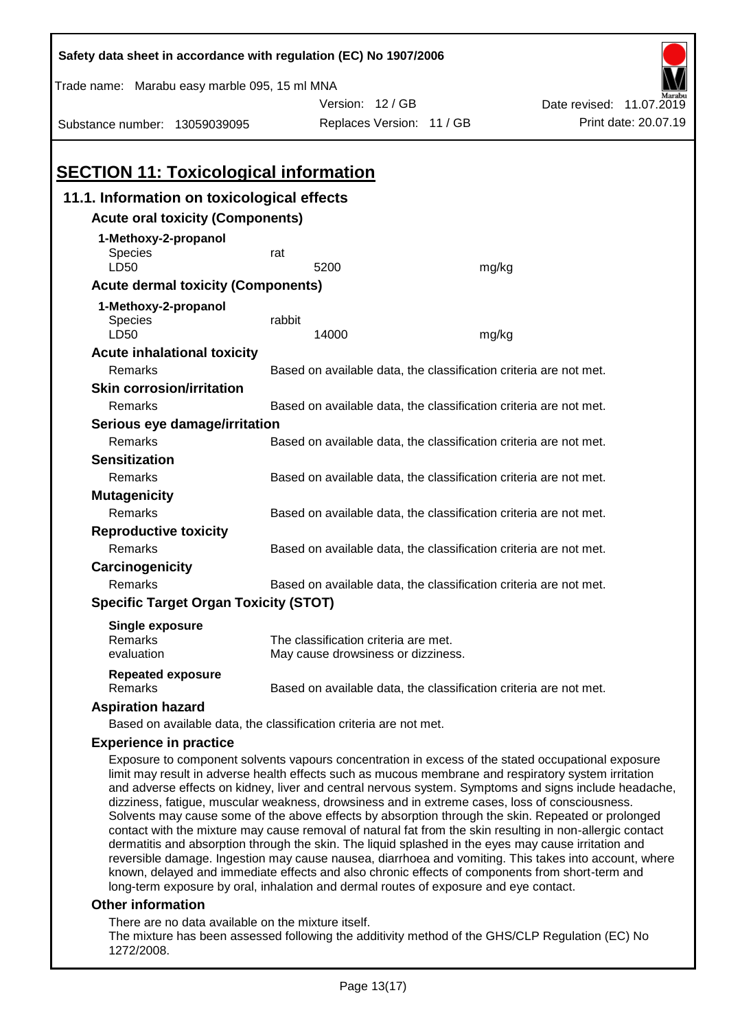# SECTION 11: Toxicological information

## 11.1. Information on toxicological effects

### Acute oral toxicity (Components)

**1-Methoxy-2-propanol**

| | | |
|---|---|---|
| Species | rat | |
| LD50 | 5200 | mg/kg |

### Acute dermal toxicity (Components)

**1-Methoxy-2-propanol**

| | | |
|---|---|---|
| Species | rabbit | |
| LD50 | 14000 | mg/kg |

### Acute inhalational toxicity

| | |
|---|---|
| Remarks | Based on available data, the classification criteria are not met. |

### Skin corrosion/irritation

| | |
|---|---|
| Remarks | Based on available data, the classification criteria are not met. |

### Serious eye damage/irritation

| | |
|---|---|
| Remarks | Based on available data, the classification criteria are not met. |

### Sensitization

| | |
|---|---|
| Remarks | Based on available data, the classification criteria are not met. |

### Mutagenicity

| | |
|---|---|
| Remarks | Based on available data, the classification criteria are not met. |

### Reproductive toxicity

| | |
|---|---|
| Remarks | Based on available data, the classification criteria are not met. |

### Carcinogenicity

| | |
|---|---|
| Remarks | Based on available data, the classification criteria are not met. |

### Specific Target Organ Toxicity (STOT)

**Single exposure**

| | |
|---|---|
| Remarks | The classification criteria are met. |
| evaluation | May cause drowsiness or dizziness. |

**Repeated exposure**

| | |
|---|---|
| Remarks | Based on available data, the classification criteria are not met. |

### Aspiration hazard

Based on available data, the classification criteria are not met.

### Experience in practice

Exposure to component solvents vapours concentration in excess of the stated occupational exposure limit may result in adverse health effects such as mucous membrane and respiratory system irritation and adverse effects on kidney, liver and central nervous system. Symptoms and signs include headache, dizziness, fatigue, muscular weakness, drowsiness and in extreme cases, loss of consciousness. Solvents may cause some of the above effects by absorption through the skin. Repeated or prolonged contact with the mixture may cause removal of natural fat from the skin resulting in non-allergic contact dermatitis and absorption through the skin. The liquid splashed in the eyes may cause irritation and reversible damage. Ingestion may cause nausea, diarrhoea and vomiting. This takes into account, where known, delayed and immediate effects and also chronic effects of components from short-term and long-term exposure by oral, inhalation and dermal routes of exposure and eye contact.

### Other information

There are no data available on the mixture itself.
The mixture has been assessed following the additivity method of the GHS/CLP Regulation (EC) No 1272/2008.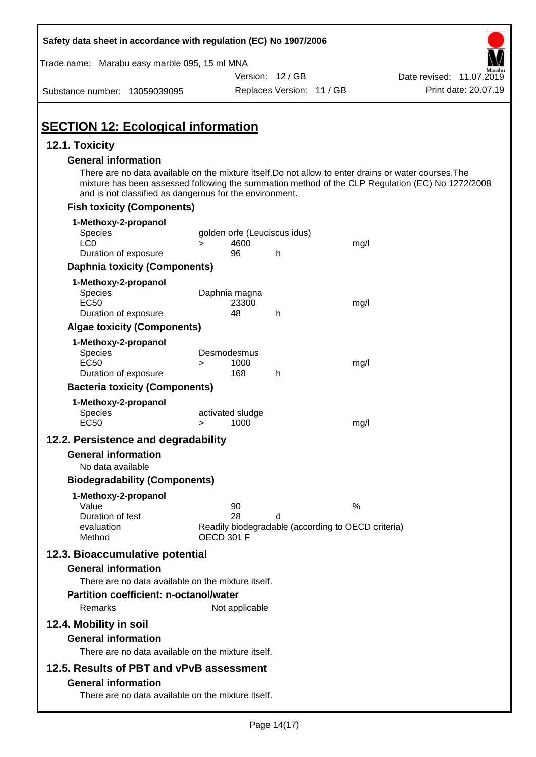## SECTION 12: Ecological information

### 12.1. Toxicity

**General information**

There are no data available on the mixture itself.Do not allow to enter drains or water courses.The mixture has been assessed following the summation method of the CLP Regulation (EC) No 1272/2008 and is not classified as dangerous for the environment.

**Fish toxicity (Components)**

**1-Methoxy-2-propanol**

| | | | | |
|---|---|---|---|---|
| Species | golden orfe (Leuciscus idus) | | | |
| LC0 | > | 4600 | | mg/l |
| Duration of exposure | | 96 | h | |

**Daphnia toxicity (Components)**

**1-Methoxy-2-propanol**

| | | | | |
|---|---|---|---|---|
| Species | Daphnia magna | | | |
| EC50 | | 23300 | | mg/l |
| Duration of exposure | | 48 | h | |

**Algae toxicity (Components)**

**1-Methoxy-2-propanol**

| | | | | |
|---|---|---|---|---|
| Species | Desmodesmus | | | |
| EC50 | > | 1000 | | mg/l |
| Duration of exposure | | 168 | h | |

**Bacteria toxicity (Components)**

**1-Methoxy-2-propanol**

| | | | |
|---|---|---|---|
| Species | activated sludge | | |
| EC50 | > | 1000 | mg/l |

### 12.2. Persistence and degradability

**General information**

No data available

**Biodegradability (Components)**

**1-Methoxy-2-propanol**

| | | | |
|---|---|---|---|
| Value | 90 | | % |
| Duration of test | 28 | d | |
| evaluation | Readily biodegradable (according to OECD criteria) | | |
| Method | OECD 301 F | | |

### 12.3. Bioaccumulative potential

**General information**

There are no data available on the mixture itself.

**Partition coefficient: n-octanol/water**

Remarks Not applicable

### 12.4. Mobility in soil

**General information**

There are no data available on the mixture itself.

### 12.5. Results of PBT and vPvB assessment

**General information**

There are no data available on the mixture itself.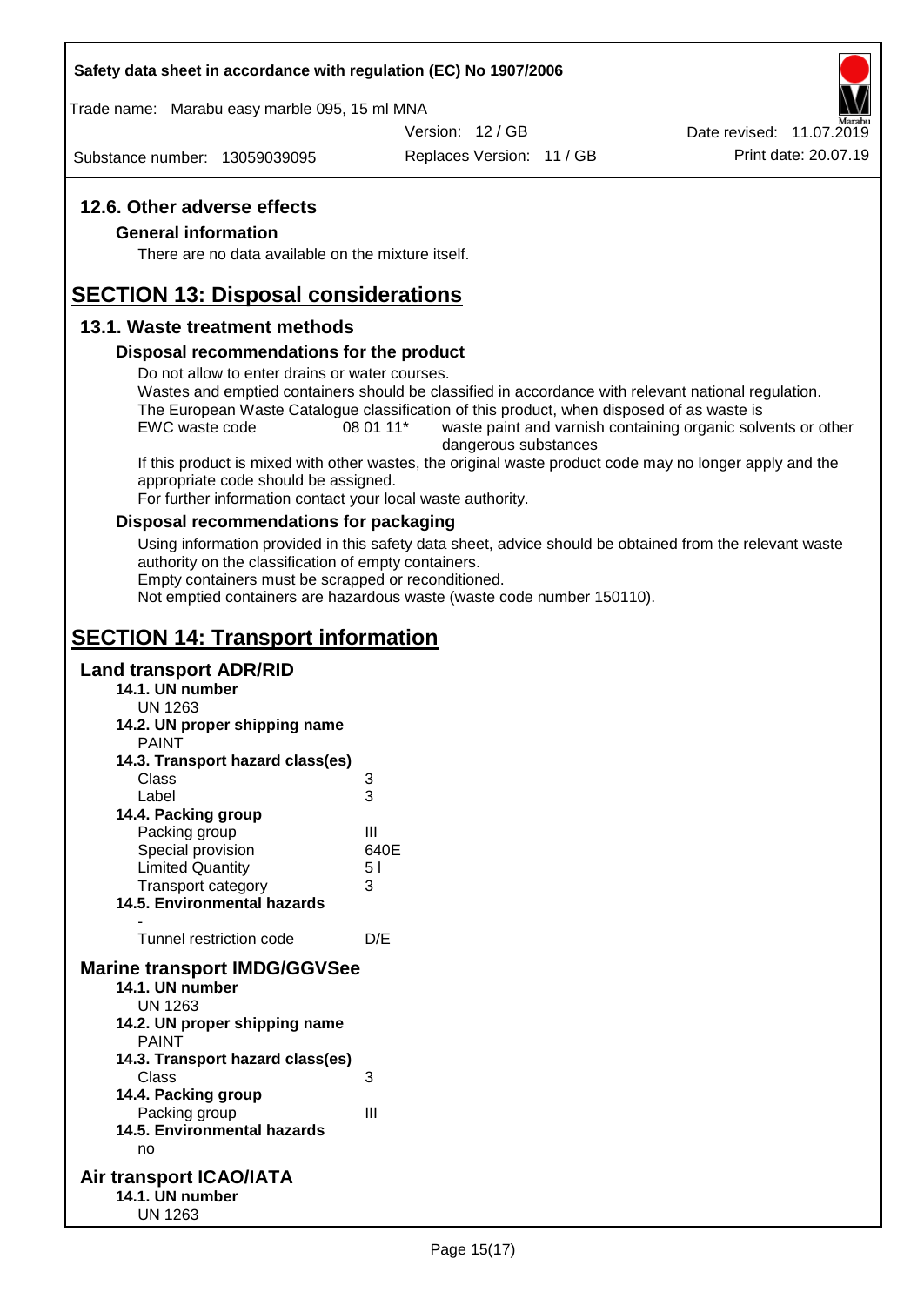## 12.6. Other adverse effects

### General information

There are no data available on the mixture itself.

# SECTION 13: Disposal considerations

## 13.1. Waste treatment methods

### Disposal recommendations for the product

Do not allow to enter drains or water courses.
Wastes and emptied containers should be classified in accordance with relevant national regulation.
The European Waste Catalogue classification of this product, when disposed of as waste is

| EWC waste code | 08 01 11* | waste paint and varnish containing organic solvents or other dangerous substances |
|---|---|---|

If this product is mixed with other wastes, the original waste product code may no longer apply and the appropriate code should be assigned.
For further information contact your local waste authority.

### Disposal recommendations for packaging

Using information provided in this safety data sheet, advice should be obtained from the relevant waste authority on the classification of empty containers.
Empty containers must be scrapped or reconditioned.
Not emptied containers are hazardous waste (waste code number 150110).

# SECTION 14: Transport information

## Land transport ADR/RID

**14.1. UN number**
UN 1263

**14.2. UN proper shipping name**
PAINT

**14.3. Transport hazard class(es)**

| | |
|---|---|
| Class | 3 |
| Label | 3 |

**14.4. Packing group**

| | |
|---|---|
| Packing group | III |
| Special provision | 640E |
| Limited Quantity | 5 l |
| Transport category | 3 |

**14.5. Environmental hazards**
-

| | |
|---|---|
| Tunnel restriction code | D/E |

## Marine transport IMDG/GGVSee

**14.1. UN number**
UN 1263

**14.2. UN proper shipping name**
PAINT

**14.3. Transport hazard class(es)**

| | |
|---|---|
| Class | 3 |

**14.4. Packing group**

| | |
|---|---|
| Packing group | III |

**14.5. Environmental hazards**
no

## Air transport ICAO/IATA

**14.1. UN number**
UN 1263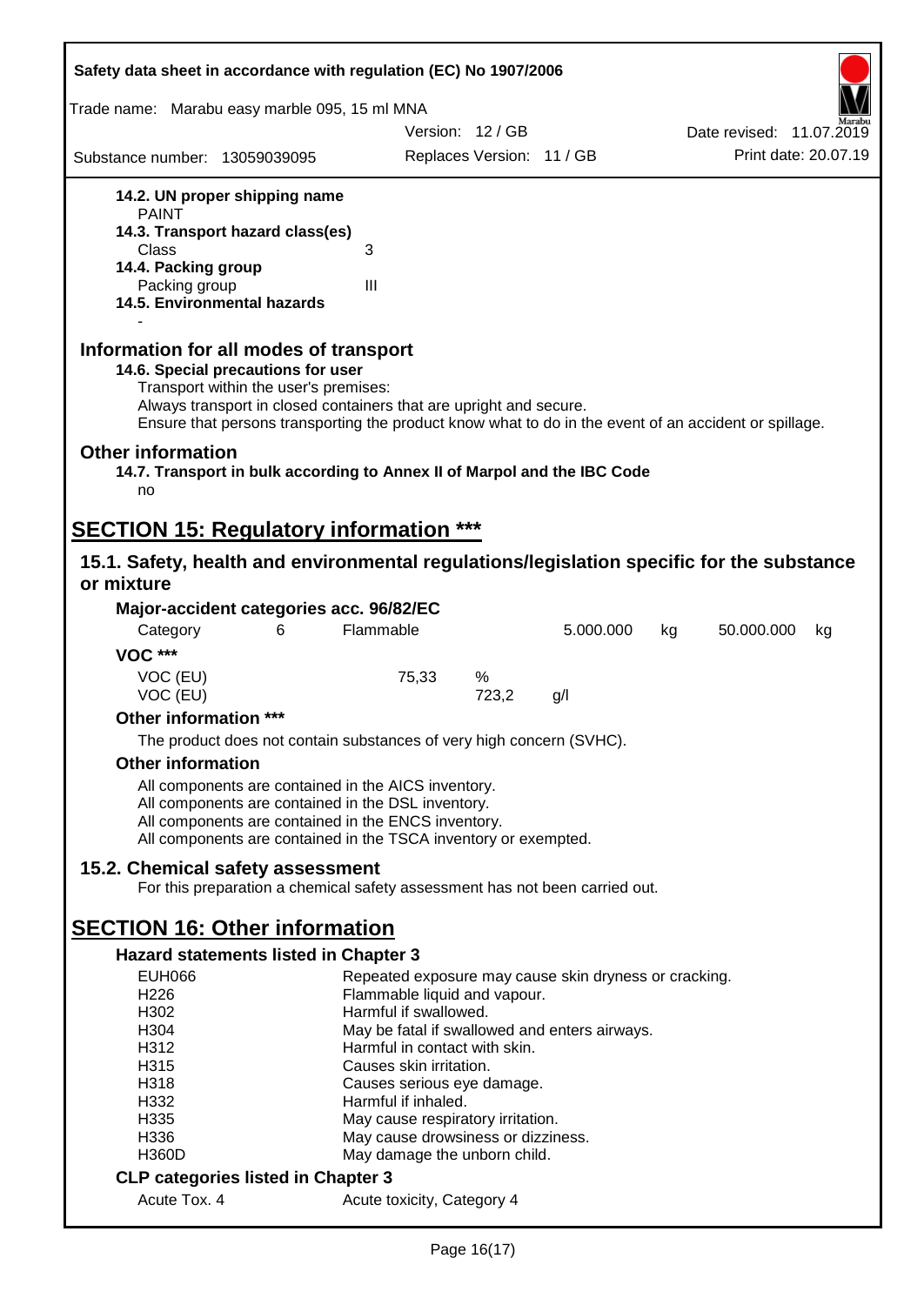**14.2. UN proper shipping name**

PAINT

**14.3. Transport hazard class(es)**

| | |
|---|---|
| Class | 3 |

**14.4. Packing group**

| | |
|---|---|
| Packing group | III |

**14.5. Environmental hazards**

-

## Information for all modes of transport

**14.6. Special precautions for user**

Transport within the user's premises:
Always transport in closed containers that are upright and secure.
Ensure that persons transporting the product know what to do in the event of an accident or spillage.

## Other information

**14.7. Transport in bulk according to Annex II of Marpol and the IBC Code**

no

# SECTION 15: Regulatory information ***

## 15.1. Safety, health and environmental regulations/legislation specific for the substance or mixture

**Major-accident categories acc. 96/82/EC**

| Category | 6 | Flammable | 5.000.000 | kg | 50.000.000 | kg |
|---|---|---|---|---|---|---|

**VOC *****

| | | | |
|---|---|---|---|
| VOC (EU) | 75,33 | % | |
| VOC (EU) | | 723,2 | g/l |

**Other information *****

The product does not contain substances of very high concern (SVHC).

**Other information**

All components are contained in the AICS inventory.
All components are contained in the DSL inventory.
All components are contained in the ENCS inventory.
All components are contained in the TSCA inventory or exempted.

## 15.2. Chemical safety assessment

For this preparation a chemical safety assessment has not been carried out.

# SECTION 16: Other information

**Hazard statements listed in Chapter 3**

| | |
|---|---|
| EUH066 | Repeated exposure may cause skin dryness or cracking. |
| H226 | Flammable liquid and vapour. |
| H302 | Harmful if swallowed. |
| H304 | May be fatal if swallowed and enters airways. |
| H312 | Harmful in contact with skin. |
| H315 | Causes skin irritation. |
| H318 | Causes serious eye damage. |
| H332 | Harmful if inhaled. |
| H335 | May cause respiratory irritation. |
| H336 | May cause drowsiness or dizziness. |
| H360D | May damage the unborn child. |

**CLP categories listed in Chapter 3**

| | |
|---|---|
| Acute Tox. 4 | Acute toxicity, Category 4 |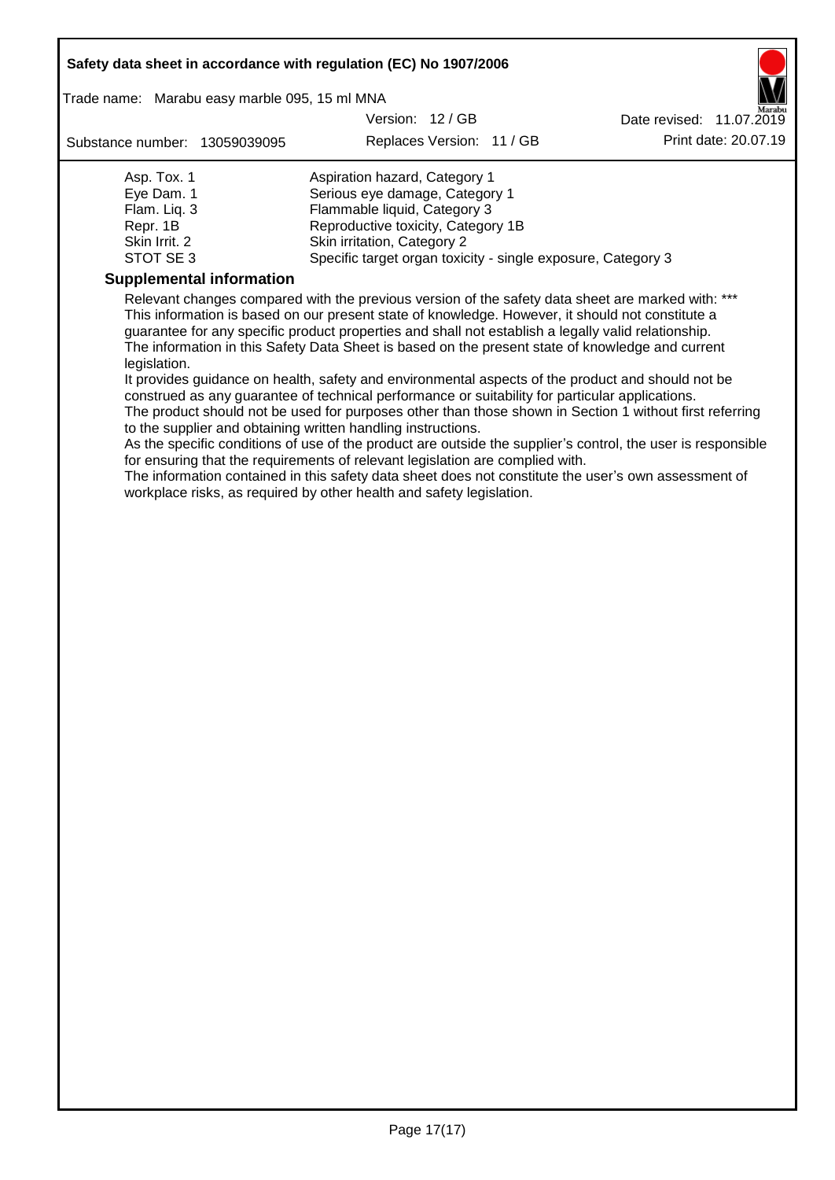| | |
|---|---|
| Asp. Tox. 1 | Aspiration hazard, Category 1 |
| Eye Dam. 1 | Serious eye damage, Category 1 |
| Flam. Liq. 3 | Flammable liquid, Category 3 |
| Repr. 1B | Reproductive toxicity, Category 1B |
| Skin Irrit. 2 | Skin irritation, Category 2 |
| STOT SE 3 | Specific target organ toxicity - single exposure, Category 3 |

## Supplemental information

Relevant changes compared with the previous version of the safety data sheet are marked with: ***

This information is based on our present state of knowledge. However, it should not constitute a guarantee for any specific product properties and shall not establish a legally valid relationship.

The information in this Safety Data Sheet is based on the present state of knowledge and current legislation.

It provides guidance on health, safety and environmental aspects of the product and should not be construed as any guarantee of technical performance or suitability for particular applications.

The product should not be used for purposes other than those shown in Section 1 without first referring to the supplier and obtaining written handling instructions.

As the specific conditions of use of the product are outside the supplier's control, the user is responsible for ensuring that the requirements of relevant legislation are complied with.

The information contained in this safety data sheet does not constitute the user's own assessment of workplace risks, as required by other health and safety legislation.